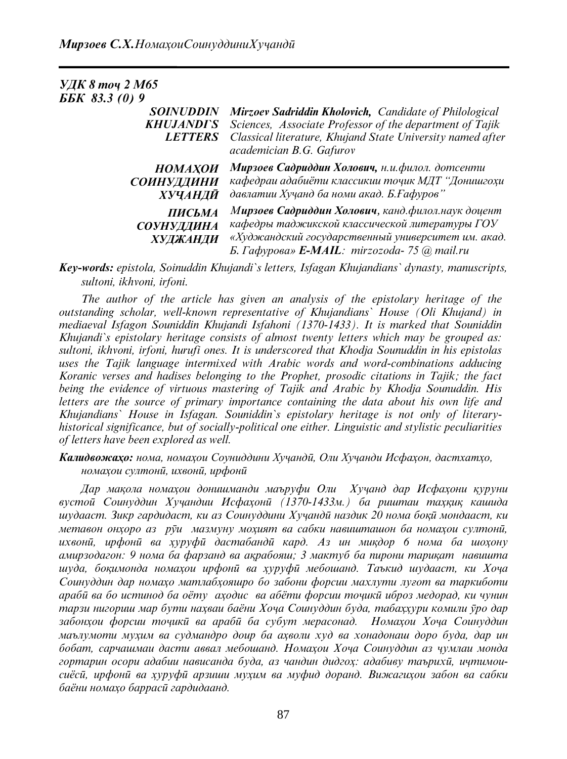*УДК 8 тоҷ 2 М65*
*ББК 83.3 (0) 9*

| | |
|---|---|
| ***SOINUDDIN KHUJANDI`S LETTERS*** | ***Mirzoev Sadriddin Kholovich,*** *Candidate of Philological Sciences, Associate Professor of the department of Tajik Classical literature, Khujand State University named after academician B.G. Gafurov* |
| ***НОМАҲОИ СОИНУДДИНИ ХУҶАНДӢ*** | ***Мирзоев Садриддин Холович,*** *н.и.филол. дотсенти кафедраи адабиёти классикии тоҷик МДТ "Донишгоҳи давлатии Хуҷанд ба номи акад. Б.Ғафуров"* |
| ***ПИСЬМА СОУНУДДИНА ХУДЖАНДИ*** | ***Мирзоев Садриддин Холович****, канд.филол.наук доцент кафедры таджикской классической литературы ГОУ «Худжандский государственный университет им. акад. Б. Гафурова»* ***E-MAIL****: mirzozoda- 75 @ mail.ru* |

***Key-words:*** *epistola, Soinuddin Khujandi`s letters, Isfagan Khujandians` dynasty, manuscripts, sultoni, ikhvoni, irfoni.*

*The author of the article has given an analysis of the epistolary heritage of the outstanding scholar, well-known representative of Khujandians` House (Oli Khujand) in mediaeval Isfagon Souniddin Khujandi Isfahoni (1370-1433). It is marked that Souniddin Khujandi`s epistolary heritage consists of almost twenty letters which may be grouped as: sultoni, ikhvoni, irfoni, hurufi ones. It is underscored that Khodja Sounuddin in his epistolas uses the Tajik language intermixed with Arabic words and word-combinations adducing Koranic verses and hadises belonging to the Prophet, prosodic citations in Tajik; the fact being the evidence of virtuous mastering of Tajik and Arabic by Khodja Sounuddin. His letters are the source of primary importance containing the data about his own life and Khujandians` House in Isfagan. Souniddin`s epistolary heritage is not only of literary-historical significance, but of socially-political one either. Linguistic and stylistic peculiarities of letters have been explored as well.*

***Калидвожаҳо:*** *нома, номаҳои Соуниддини Хуҷандӣ, Оли Хуҷанди Исфаҳон, дастхатҳо, номаҳои султонӣ, ихвонӣ, ирфонӣ*

*Дар мақола номаҳои донишманди маъруфи Оли Хуҷанд дар Исфаҳони қуруни вустоӣ Соинуддин Хуҷандии Исфаҳонӣ (1370-1433м.) ба риштаи таҳқиқ кашида шудааст. Зикр гардидаст, ки аз Соинуддини Хуҷандӣ наздик 20 нома боқӣ мондааст, ки метавон онҳоро аз рӯи мазмуну моҳият ва сабки навишташон ба номаҳои султонӣ, ихвонӣ, ирфонӣ ва ҳуруфӣ дастабандӣ кард. Аз ин миқдор 6 нома ба шоҳону амирзодагон: 9 нома ба фарзанд ва ақрабояш; 3 мактуб ба пирони тариқат навишта шуда, боқимонда номаҳои ирфонӣ ва ҳуруфӣ мебошанд. Таъкид шудааст, ки Хоҷа Соинуддин дар номаҳо матлабҳояшро бо забони форсии махлути луғот ва таркиботи арабӣ ва бо истинод ба оёту аҳодис ва абёти форсии тоҷикӣ иброз медорад, ки чунин тарзи нигориш мар бути наҳваи баёни Хоҷа Соинуддин буда, табаҳҳури комили ӯро дар забонҳои форсии тоҷикӣ ва арабӣ ба субут мерасонад. Номаҳои Хоҷа Соинуддин маълумоти муҳим ва судмандро доир ба аҳволи худ ва хонадонаш доро буда, дар ин бобат, сарчашмаи дасти аввал мебошанд. Номаҳои Хоҷа Соинуддин аз ҷумлаи монда гортарин осори адабии нависанда буда, аз чандин дидгоҳ: адабиву таърихӣ, иҷтимоисиёсӣ, ирфонӣ ва ҳуруфӣ арзиши муҳим ва муфид доранд. Вижагиҳои забон ва сабки баёни номаҳо баррасӣ гардидаанд.*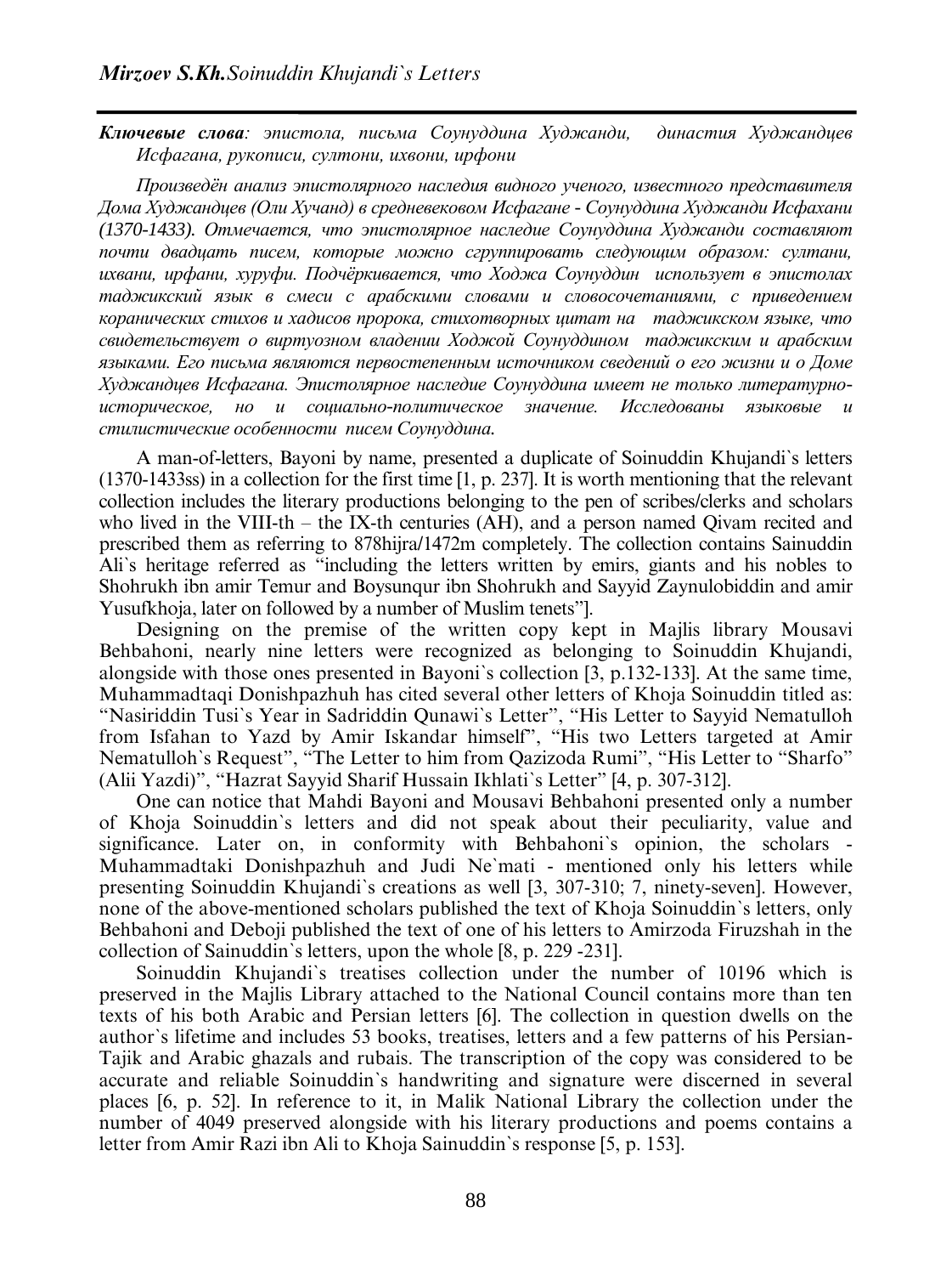**Ключевые слова**: *эпистола, письма Соунуддина Худжанди, династия Худжандцев Исфагана, рукописи, султони, ихвони, ирфони*

*Произведён анализ эпистолярного наследия видного ученого, известного представителя Дома Худжандцев (Оли Хучанд) в средневековом Исфагане - Соунуддина Худжанди Исфахани (1370-1433). Отмечается, что эпистолярное наследие Соунуддина Худжанди составляют почти двадцать писем, которые можно сгруппировать следующим образом: султани, ихвани, ирфани, хуруфи. Подчёркивается, что Ходжа Соунуддин использует в эпистолах таджикский язык в смеси с арабскими словами и словосочетаниями, с приведением коранических стихов и хадисов пророка, стихотворных цитат на таджикском языке, что свидетельствует о виртуозном владении Ходжой Соунуддином таджикским и арабским языками. Его письма являются первостепенным источником сведений о его жизни и о Доме Худжандцев Исфагана. Эпистолярное наследие Соунуддина имеет не только литературно-историческое, но и социально-политическое значение. Исследованы языковые и стилистические особенности писем Соунуддина.*

A man-of-letters, Bayoni by name, presented a duplicate of Soinuddin Khujandi`s letters (1370-1433ss) in a collection for the first time [1, p. 237]. It is worth mentioning that the relevant collection includes the literary productions belonging to the pen of scribes/clerks and scholars who lived in the VIII-th – the IX-th centuries (AH), and a person named Qivam recited and prescribed them as referring to 878hijra/1472m completely. The collection contains Sainuddin Ali`s heritage referred as "including the letters written by emirs, giants and his nobles to Shohrukh ibn amir Temur and Boysunqur ibn Shohrukh and Sayyid Zaynulobiddin and amir Yusufkhoja, later on followed by a number of Muslim tenets"].

Designing on the premise of the written copy kept in Majlis library Mousavi Behbahoni, nearly nine letters were recognized as belonging to Soinuddin Khujandi, alongside with those ones presented in Bayoni`s collection [3, p.132-133]. At the same time, Muhammadtaqi Donishpazhuh has cited several other letters of Khoja Soinuddin titled as: "Nasiriddin Tusi`s Year in Sadriddin Qunawi`s Letter", "His Letter to Sayyid Nematulloh from Isfahan to Yazd by Amir Iskandar himself", "His two Letters targeted at Amir Nematulloh`s Request", "The Letter to him from Qazizoda Rumi", "His Letter to "Sharfo" (Alii Yazdi)", "Hazrat Sayyid Sharif Hussain Ikhlati`s Letter" [4, p. 307-312].

One can notice that Mahdi Bayoni and Mousavi Behbahoni presented only a number of Khoja Soinuddin`s letters and did not speak about their peculiarity, value and significance. Later on, in conformity with Behbahoni`s opinion, the scholars - Muhammadtaki Donishpazhuh and Judi Ne`mati - mentioned only his letters while presenting Soinuddin Khujandi`s creations as well [3, 307-310; 7, ninety-seven]. However, none of the above-mentioned scholars published the text of Khoja Soinuddin`s letters, only Behbahoni and Deboji published the text of one of his letters to Amirzoda Firuzshah in the collection of Sainuddin`s letters, upon the whole [8, p. 229 -231].

Soinuddin Khujandi`s treatises collection under the number of 10196 which is preserved in the Majlis Library attached to the National Council contains more than ten texts of his both Arabic and Persian letters [6]. The collection in question dwells on the author`s lifetime and includes 53 books, treatises, letters and a few patterns of his Persian-Tajik and Arabic ghazals and rubais. The transcription of the copy was considered to be accurate and reliable Soinuddin`s handwriting and signature were discerned in several places [6, p. 52]. In reference to it, in Malik National Library the collection under the number of 4049 preserved alongside with his literary productions and poems contains a letter from Amir Razi ibn Ali to Khoja Sainuddin`s response [5, p. 153].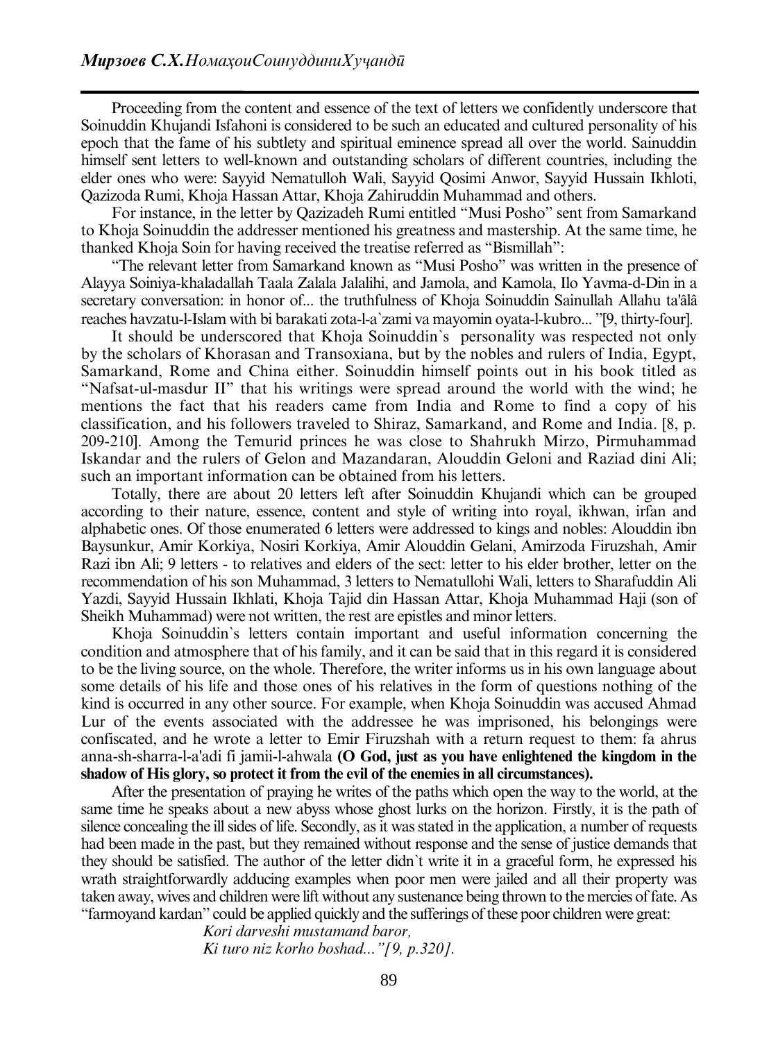Proceeding from the content and essence of the text of letters we confidently underscore that Soinuddin Khujandi Isfahoni is considered to be such an educated and cultured personality of his epoch that the fame of his subtlety and spiritual eminence spread all over the world. Sainuddin himself sent letters to well-known and outstanding scholars of different countries, including the elder ones who were: Sayyid Nematulloh Wali, Sayyid Qosimi Anwor, Sayyid Hussain Ikhloti, Qazizoda Rumi, Khoja Hassan Attar, Khoja Zahiruddin Muhammad and others.

For instance, in the letter by Qazizadeh Rumi entitled "Musi Posho" sent from Samarkand to Khoja Soinuddin the addresser mentioned his greatness and mastership. At the same time, he thanked Khoja Soin for having received the treatise referred as "Bismillah":

"The relevant letter from Samarkand known as "Musi Posho" was written in the presence of Alayya Soiniya-khaladallah Taala Zalala Jalalihi, and Jamola, and Kamola, Ilo Yavma-d-Din in a secretary conversation: in honor of... the truthfulness of Khoja Soinuddin Sainullah Allahu ta'âlâ reaches havzatu-l-Islam with bi barakati zota-l-a`zami va mayomin oyata-l-kubro... "[9, thirty-four].

It should be underscored that Khoja Soinuddin`s personality was respected not only by the scholars of Khorasan and Transoxiana, but by the nobles and rulers of India, Egypt, Samarkand, Rome and China either. Soinuddin himself points out in his book titled as "Nafsat-ul-masdur II" that his writings were spread around the world with the wind; he mentions the fact that his readers came from India and Rome to find a copy of his classification, and his followers traveled to Shiraz, Samarkand, and Rome and India. [8, p. 209-210]. Among the Temurid princes he was close to Shahrukh Mirzo, Pirmuhammad Iskandar and the rulers of Gelon and Mazandaran, Alouddin Geloni and Raziad dini Ali; such an important information can be obtained from his letters.

Totally, there are about 20 letters left after Soinuddin Khujandi which can be grouped according to their nature, essence, content and style of writing into royal, ikhwan, irfan and alphabetic ones. Of those enumerated 6 letters were addressed to kings and nobles: Alouddin ibn Baysunkur, Amir Korkiya, Nosiri Korkiya, Amir Alouddin Gelani, Amirzoda Firuzshah, Amir Razi ibn Ali; 9 letters - to relatives and elders of the sect: letter to his elder brother, letter on the recommendation of his son Muhammad, 3 letters to Nematullohi Wali, letters to Sharafuddin Ali Yazdi, Sayyid Hussain Ikhlati, Khoja Tajid din Hassan Attar, Khoja Muhammad Haji (son of Sheikh Muhammad) were not written, the rest are epistles and minor letters.

Khoja Soinuddin`s letters contain important and useful information concerning the condition and atmosphere that of his family, and it can be said that in this regard it is considered to be the living source, on the whole. Therefore, the writer informs us in his own language about some details of his life and those ones of his relatives in the form of questions nothing of the kind is occurred in any other source. For example, when Khoja Soinuddin was accused Ahmad Lur of the events associated with the addressee he was imprisoned, his belongings were confiscated, and he wrote a letter to Emir Firuzshah with a return request to them: fa ahrus anna-sh-sharra-l-a'adi fi jamii-l-ahwala **(O God, just as you have enlightened the kingdom in the shadow of His glory, so protect it from the evil of the enemies in all circumstances).**

After the presentation of praying he writes of the paths which open the way to the world, at the same time he speaks about a new abyss whose ghost lurks on the horizon. Firstly, it is the path of silence concealing the ill sides of life. Secondly, as it was stated in the application, a number of requests had been made in the past, but they remained without response and the sense of justice demands that they should be satisfied. The author of the letter didn`t write it in a graceful form, he expressed his wrath straightforwardly adducing examples when poor men were jailed and all their property was taken away, wives and children were lift without any sustenance being thrown to the mercies of fate. As "farmoyand kardan" could be applied quickly and the sufferings of these poor children were great:

*Kori darveshi mustamand baror,*
*Ki turo niz korho boshad..."[9, p.320].*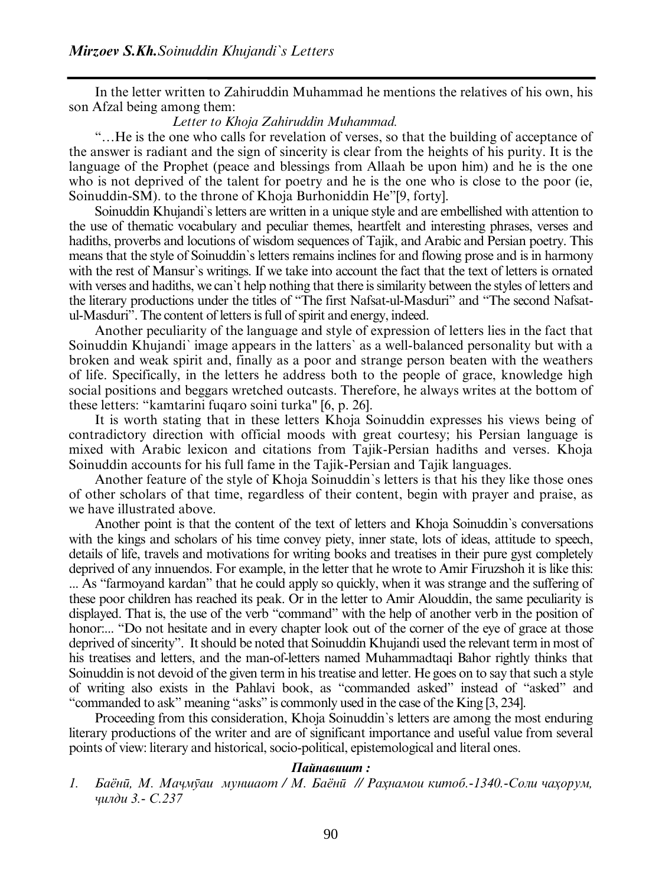In the letter written to Zahiruddin Muhammad he mentions the relatives of his own, his son Afzal being among them:

*Letter to Khoja Zahiruddin Muhammad.*

"…He is the one who calls for revelation of verses, so that the building of acceptance of the answer is radiant and the sign of sincerity is clear from the heights of his purity. It is the language of the Prophet (peace and blessings from Allaah be upon him) and he is the one who is not deprived of the talent for poetry and he is the one who is close to the poor (ie, Soinuddin-SM). to the throne of Khoja Burhoniddin He"[9, forty].

Soinuddin Khujandi`s letters are written in a unique style and are embellished with attention to the use of thematic vocabulary and peculiar themes, heartfelt and interesting phrases, verses and hadiths, proverbs and locutions of wisdom sequences of Tajik, and Arabic and Persian poetry. This means that the style of Soinuddin`s letters remains inclines for and flowing prose and is in harmony with the rest of Mansur`s writings. If we take into account the fact that the text of letters is ornated with verses and hadiths, we can`t help nothing that there is similarity between the styles of letters and the literary productions under the titles of "The first Nafsat-ul-Masduri" and "The second Nafsat-ul-Masduri". The content of letters is full of spirit and energy, indeed.

Another peculiarity of the language and style of expression of letters lies in the fact that Soinuddin Khujandi` image appears in the latters` as a well-balanced personality but with a broken and weak spirit and, finally as a poor and strange person beaten with the weathers of life. Specifically, in the letters he address both to the people of grace, knowledge high social positions and beggars wretched outcasts. Therefore, he always writes at the bottom of these letters: "kamtarini fuqaro soini turka" [6, p. 26].

It is worth stating that in these letters Khoja Soinuddin expresses his views being of contradictory direction with official moods with great courtesy; his Persian language is mixed with Arabic lexicon and citations from Tajik-Persian hadiths and verses. Khoja Soinuddin accounts for his full fame in the Tajik-Persian and Tajik languages.

Another feature of the style of Khoja Soinuddin`s letters is that his they like those ones of other scholars of that time, regardless of their content, begin with prayer and praise, as we have illustrated above.

Another point is that the content of the text of letters and Khoja Soinuddin`s conversations with the kings and scholars of his time convey piety, inner state, lots of ideas, attitude to speech, details of life, travels and motivations for writing books and treatises in their pure gyst completely deprived of any innuendos. For example, in the letter that he wrote to Amir Firuzshoh it is like this: ... As "farmoyand kardan" that he could apply so quickly, when it was strange and the suffering of these poor children has reached its peak. Or in the letter to Amir Alouddin, the same peculiarity is displayed. That is, the use of the verb "command" with the help of another verb in the position of honor:... "Do not hesitate and in every chapter look out of the corner of the eye of grace at those deprived of sincerity". It should be noted that Soinuddin Khujandi used the relevant term in most of his treatises and letters, and the man-of-letters named Muhammadtaqi Bahor rightly thinks that Soinuddin is not devoid of the given term in his treatise and letter. He goes on to say that such a style of writing also exists in the Pahlavi book, as "commanded asked" instead of "asked" and "commanded to ask" meaning "asks" is commonly used in the case of the King [3, 234].

Proceeding from this consideration, Khoja Soinuddin`s letters are among the most enduring literary productions of the writer and are of significant importance and useful value from several points of view: literary and historical, socio-political, epistemological and literal ones.

***Пайнавишт :***

1. *Баёнӣ, М. Маҷмӯаи муншаот / М. Баёнӣ // Раҳнамои китоб.-1340.-Соли чаҳорум, ҷилди 3.- С.237*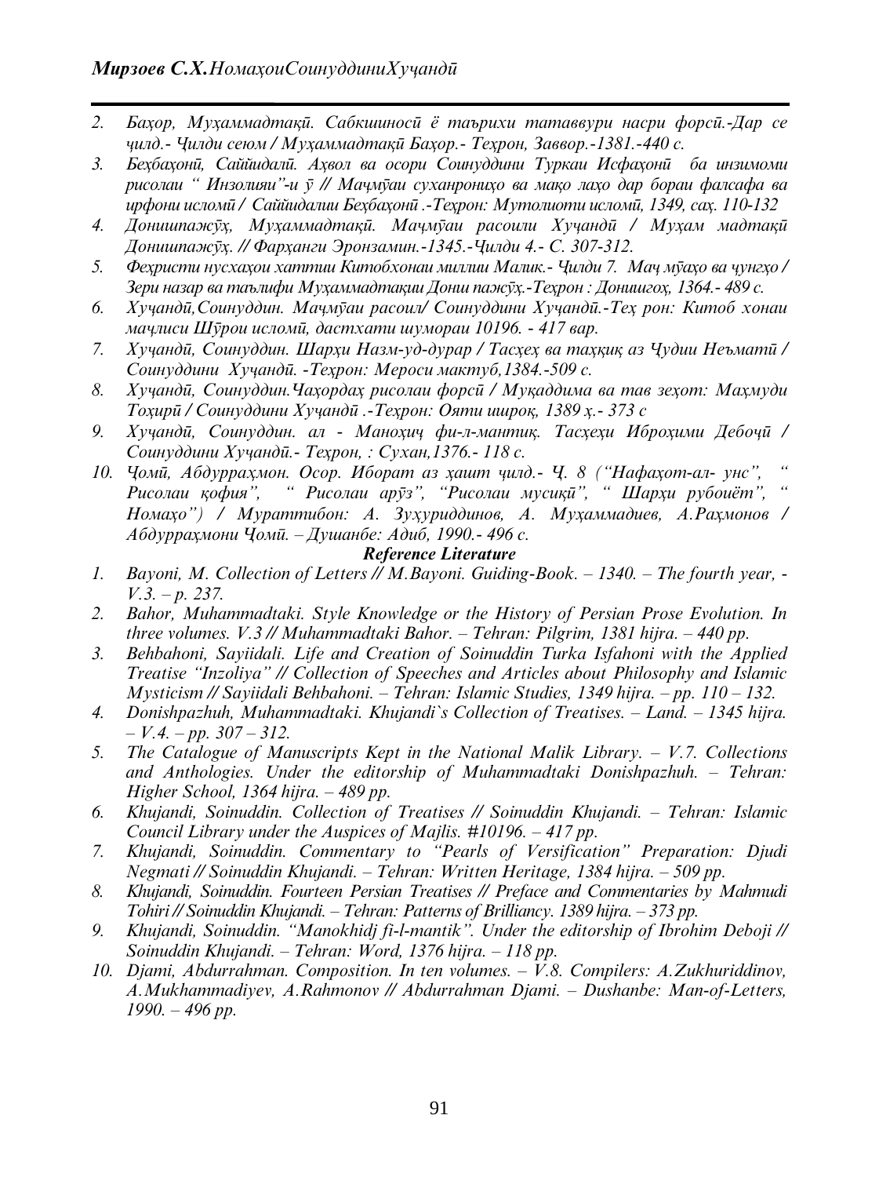2. *Баҳор, Муҳаммадтақӣ. Сабкшиносӣ ё таърихи татаввури насри форсӣ.-Дар се ҷилд.- Ҷилди сеюм / Муҳаммадтақӣ Баҳор.- Теҳрон, Заввор.-1381.-440 с.*
3. *Беҳбаҳонӣ, Саййидалӣ. Аҳвол ва осори Соинуддини Туркаи Исфаҳонӣ ба инзимоми рисолаи " Инзолияи"-и ӯ // Маҷмӯаи суханрониҳо ва мақо лаҳо дар бораи фалсафа ва ирфони исломӣ / Саййидалии Беҳбаҳонӣ .-Теҳрон: Мутолиоти исломӣ, 1349, саҳ. 110-132*
4. *Донишпажӯҳ, Муҳаммадтақӣ. Маҷмӯаи расоили Хуҷандӣ / Муҳам мадтақӣ Донишпажӯҳ. // Фарҳанги Эронзамин.-1345.-Ҷилди 4.- С. 307-312.*
5. *Феҳристи нусхаҳои хаттии Китобхонаи миллии Малик.- Ҷилди 7. Маҷ мӯаҳо ва ҷунгҳо / Зери назар ва таълифи Муҳаммадтақии Донш пажӯҳ.-Теҳрон : Донишгоҳ, 1364.- 489 с.*
6. *Хуҷандӣ,Соинуддин. Маҷмӯаи расоил/ Соинуддини Хуҷандӣ.-Теҳ рон: Китоб хонаи маҷлиси Шӯрои исломӣ, дастхати шумораи 10196. - 417 вар.*
7. *Хуҷандӣ, Соинуддин. Шарҳи Назм-уд-дурар / Тасҳеҳ ва таҳқиқ аз Ҷудии Неъматӣ / Соинуддини Хуҷандӣ. -Теҳрон: Мероси мактуб,1384.-509 с.*
8. *Хуҷандӣ, Соинуддин.Чаҳордаҳ рисолаи форсӣ / Муқаддима ва тав зеҳот: Маҳмуди Тоҳирӣ / Соинуддини Хуҷандӣ .-Теҳрон: Ояти ишроқ, 1389 ҳ.- 373 с*
9. *Хуҷандӣ, Соинуддин. ал - Манохиҷ фи-л-мантиқ. Тасҳеҳи Иброҳими Дебоҷӣ / Соинуддини Хуҷандӣ.- Теҳрон, : Сухан,1376.- 118 с.*
10. *Ҷомӣ, Абдурраҳмон. Осор. Иборат аз ҳашт ҷилд.- Ҷ. 8 ("Нафаҳот-ал- унс", " Рисолаи қофия", " Рисолаи арӯз", "Рисолаи мусиқӣ", " Шарҳи рубоиёт", " Номаҳо") / Мураттибон: А. Зуҳуриддинов, А. Муҳаммадиев, А.Раҳмонов / Абдурраҳмони Ҷомӣ. – Душанбе: Адиб, 1990.- 496 с.*

**Reference Literature**

1. *Bayoni, M. Collection of Letters // M.Bayoni. Guiding-Book. – 1340. – The fourth year, - V.3. – p. 237.*
2. *Bahor, Muhammadtaki. Style Knowledge or the History of Persian Prose Evolution. In three volumes. V.3 // Muhammadtaki Bahor. – Tehran: Pilgrim, 1381 hijra. – 440 pp.*
3. *Behbahoni, Sayiidali. Life and Creation of Soinuddin Turka Isfahoni with the Applied Treatise "Inzoliya" // Collection of Speeches and Articles about Philosophy and Islamic Mysticism // Sayiidali Behbahoni. – Tehran: Islamic Studies, 1349 hijra. – pp. 110 – 132.*
4. *Donishpazhuh, Muhammadtaki. Khujandi`s Collection of Treatises. – Land. – 1345 hijra. – V.4. – pp. 307 – 312.*
5. *The Catalogue of Manuscripts Kept in the National Malik Library. – V.7. Collections and Anthologies. Under the editorship of Muhammadtaki Donishpazhuh. – Tehran: Higher School, 1364 hijra. – 489 pp.*
6. *Khujandi, Soinuddin. Collection of Treatises // Soinuddin Khujandi. – Tehran: Islamic Council Library under the Auspices of Majlis. #10196. – 417 pp.*
7. *Khujandi, Soinuddin. Commentary to "Pearls of Versification" Preparation: Djudi Negmati // Soinuddin Khujandi. – Tehran: Written Heritage, 1384 hijra. – 509 pp.*
8. *Khujandi, Soinuddin. Fourteen Persian Treatises // Preface and Commentaries by Mahmudi Tohiri // Soinuddin Khujandi. – Tehran: Patterns of Brilliancy. 1389 hijra. – 373 pp.*
9. *Khujandi, Soinuddin. "Manokhidj fi-l-mantik". Under the editorship of Ibrohim Deboji // Soinuddin Khujandi. – Tehran: Word, 1376 hijra. – 118 pp.*
10. *Djami, Abdurrahman. Composition. In ten volumes. – V.8. Compilers: A.Zukhuriddinov, A.Mukhammadiyev, A.Rahmonov // Abdurrahman Djami. – Dushanbe: Man-of-Letters, 1990. – 496 pp.*